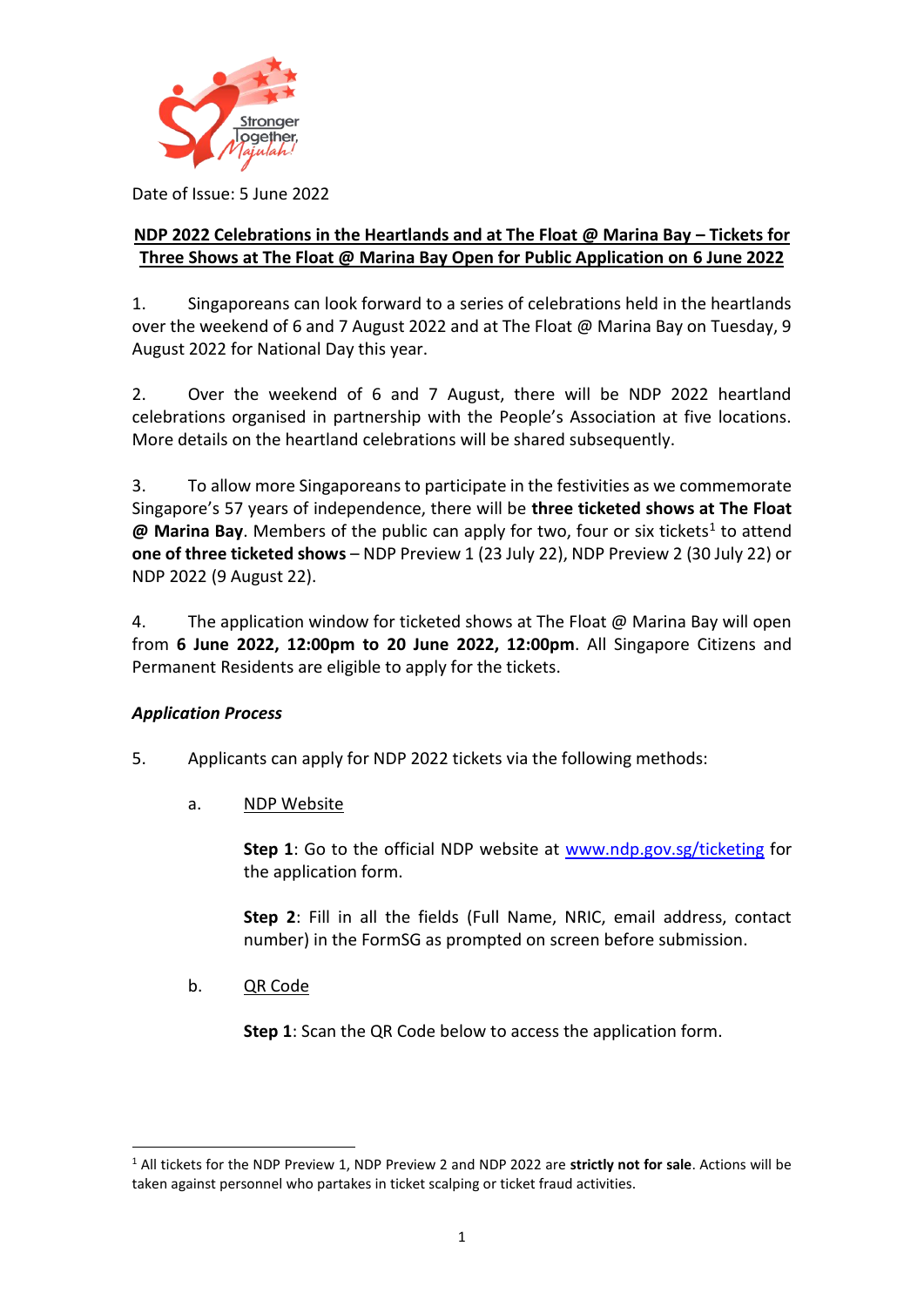Date of Issue: 5 June 2022

**NDP 2022 Celebrations in the Heartlands and at The Float @ Marina Bay – Tickets for Three Shows at The Float @ Marina Bay Open for Public Application on 6 June 2022**

1. Singaporeans can look forward to a series of celebrations held in the heartlands over the weekend of 6 and 7 August 2022 and at The Float @ Marina Bay on Tuesday, 9 August 2022 for National Day this year.

2. Over the weekend of 6 and 7 August, there will be NDP 2022 heartland celebrations organised in partnership with the People's Association at five locations. More details on the heartland celebrations will be shared subsequently.

3. To allow more Singaporeans to participate in the festivities as we commemorate Singapore's 57 years of independence, there will be **three ticketed shows at The Float @ Marina Bay**. Members of the public can apply for two, four or six tickets[1] to attend **one of three ticketed shows** – NDP Preview 1 (23 July 22), NDP Preview 2 (30 July 22) or NDP 2022 (9 August 22).

4. The application window for ticketed shows at The Float @ Marina Bay will open from **6 June 2022, 12:00pm to 20 June 2022, 12:00pm**. All Singapore Citizens and Permanent Residents are eligible to apply for the tickets.

***Application Process***

5. Applicants can apply for NDP 2022 tickets via the following methods:

   a. NDP Website

      **Step 1**: Go to the official NDP website at [www.ndp.gov.sg/ticketing](http://www.ndp.gov.sg/ticketing) for the application form.

      **Step 2**: Fill in all the fields (Full Name, NRIC, email address, contact number) in the FormSG as prompted on screen before submission.

   b. QR Code

      **Step 1**: Scan the QR Code below to access the application form.

---

[1] All tickets for the NDP Preview 1, NDP Preview 2 and NDP 2022 are **strictly not for sale**. Actions will be taken against personnel who partakes in ticket scalping or ticket fraud activities.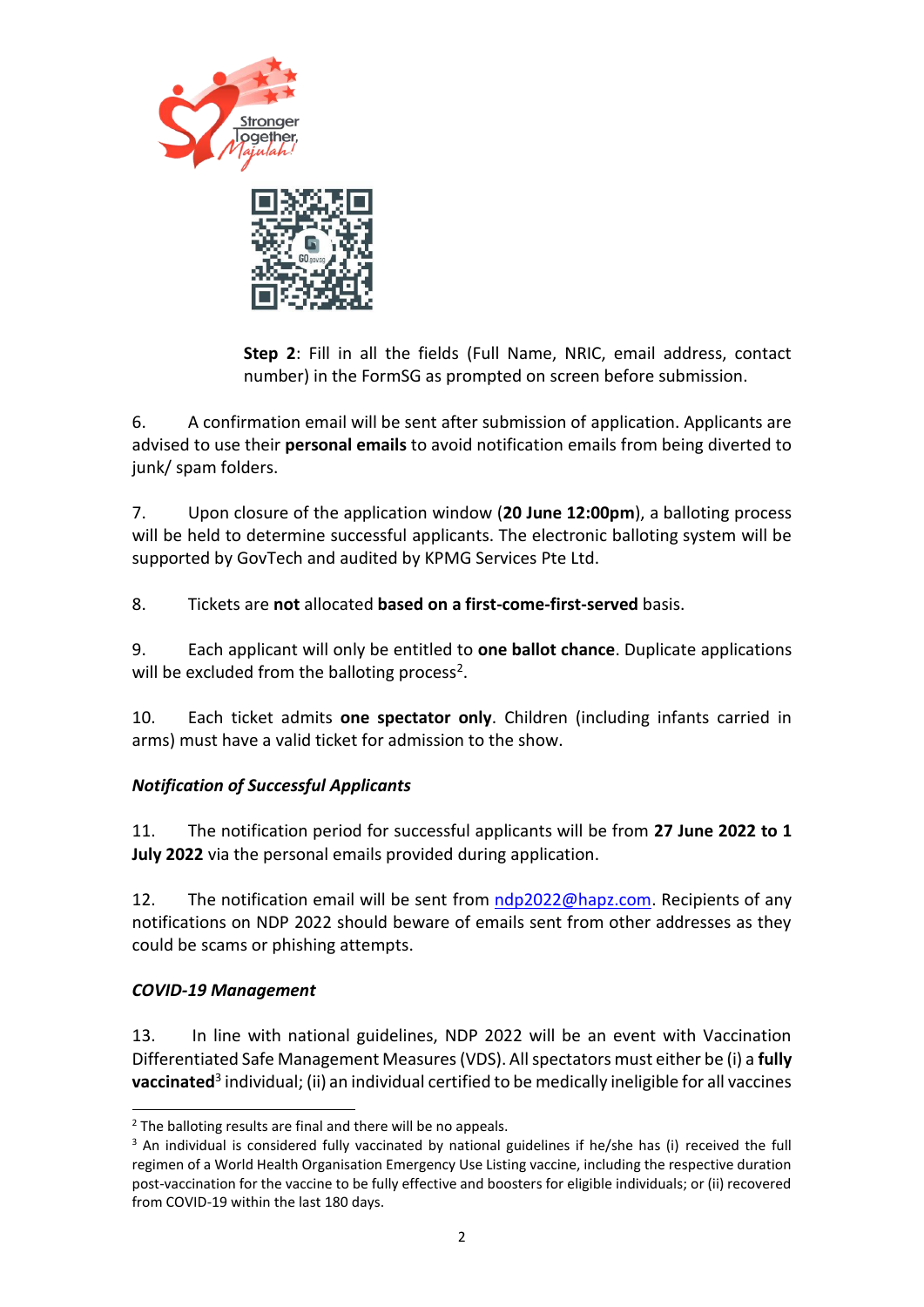**Step 2**: Fill in all the fields (Full Name, NRIC, email address, contact number) in the FormSG as prompted on screen before submission.

6. A confirmation email will be sent after submission of application. Applicants are advised to use their **personal emails** to avoid notification emails from being diverted to junk/ spam folders.

7. Upon closure of the application window (**20 June 12:00pm**), a balloting process will be held to determine successful applicants. The electronic balloting system will be supported by GovTech and audited by KPMG Services Pte Ltd.

8. Tickets are **not** allocated **based on a first-come-first-served** basis.

9. Each applicant will only be entitled to **one ballot chance**. Duplicate applications will be excluded from the balloting process[2].

10. Each ticket admits **one spectator only**. Children (including infants carried in arms) must have a valid ticket for admission to the show.

### *Notification of Successful Applicants*

11. The notification period for successful applicants will be from **27 June 2022 to 1 July 2022** via the personal emails provided during application.

12. The notification email will be sent from ndp2022@hapz.com. Recipients of any notifications on NDP 2022 should beware of emails sent from other addresses as they could be scams or phishing attempts.

### *COVID-19 Management*

13. In line with national guidelines, NDP 2022 will be an event with Vaccination Differentiated Safe Management Measures (VDS). All spectators must either be (i) a **fully vaccinated**[3] individual; (ii) an individual certified to be medically ineligible for all vaccines

---

[2] The balloting results are final and there will be no appeals.

[3] An individual is considered fully vaccinated by national guidelines if he/she has (i) received the full regimen of a World Health Organisation Emergency Use Listing vaccine, including the respective duration post-vaccination for the vaccine to be fully effective and boosters for eligible individuals; or (ii) recovered from COVID-19 within the last 180 days.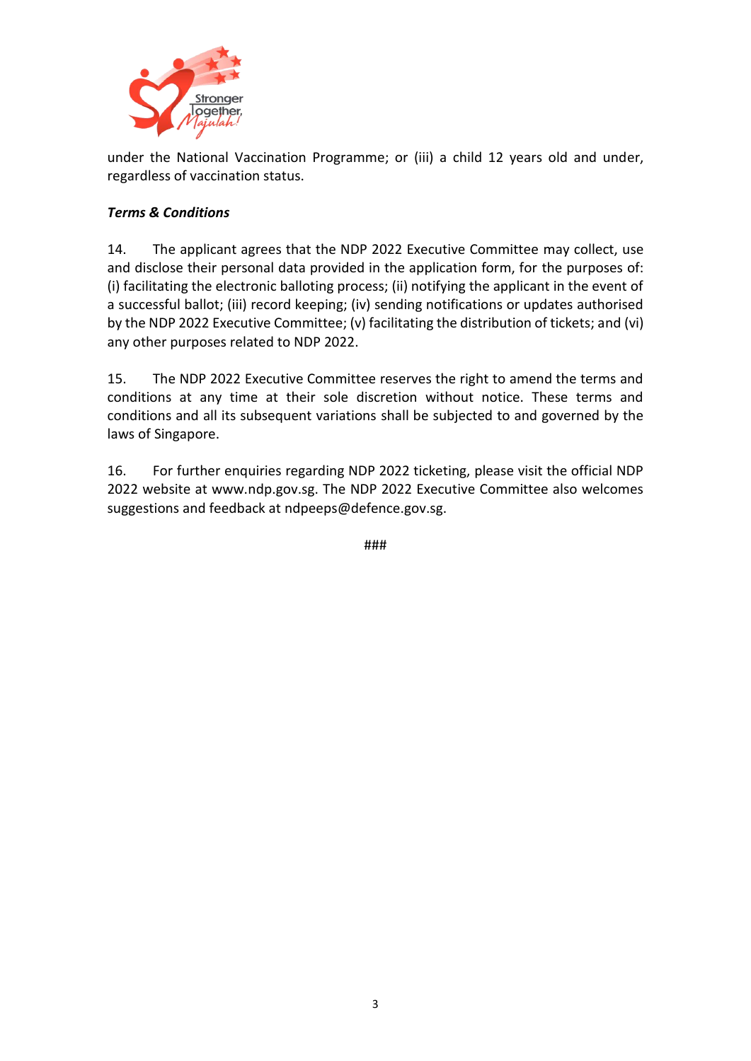under the National Vaccination Programme; or (iii) a child 12 years old and under, regardless of vaccination status.

***Terms & Conditions***

14. The applicant agrees that the NDP 2022 Executive Committee may collect, use and disclose their personal data provided in the application form, for the purposes of: (i) facilitating the electronic balloting process; (ii) notifying the applicant in the event of a successful ballot; (iii) record keeping; (iv) sending notifications or updates authorised by the NDP 2022 Executive Committee; (v) facilitating the distribution of tickets; and (vi) any other purposes related to NDP 2022.

15. The NDP 2022 Executive Committee reserves the right to amend the terms and conditions at any time at their sole discretion without notice. These terms and conditions and all its subsequent variations shall be subjected to and governed by the laws of Singapore.

16. For further enquiries regarding NDP 2022 ticketing, please visit the official NDP 2022 website at www.ndp.gov.sg. The NDP 2022 Executive Committee also welcomes suggestions and feedback at ndpeeps@defence.gov.sg.

###